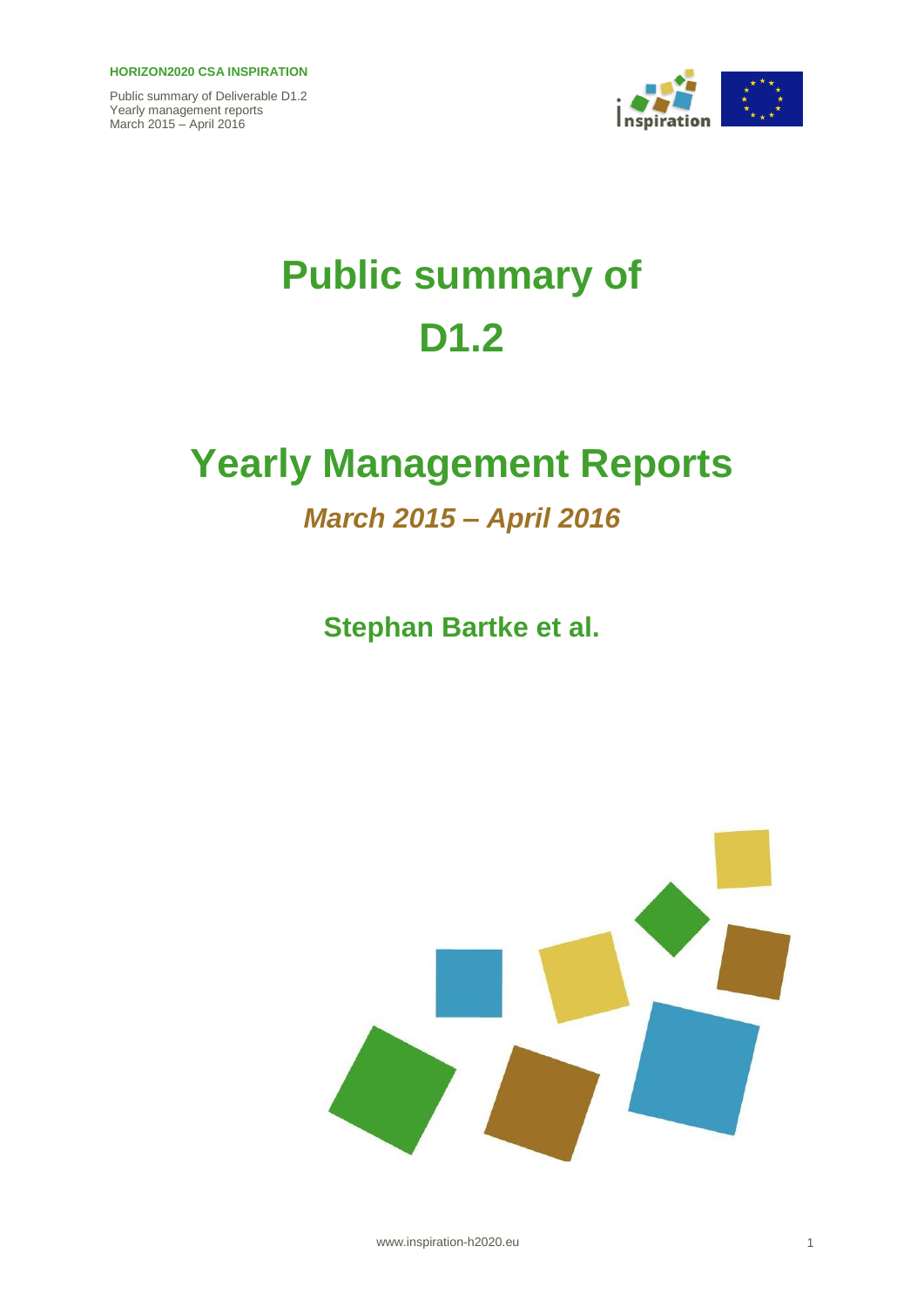# Public summary of D1.2

# Yearly Management Reports

## *March 2015 – April 2016*

**Stephan Bartke et al.**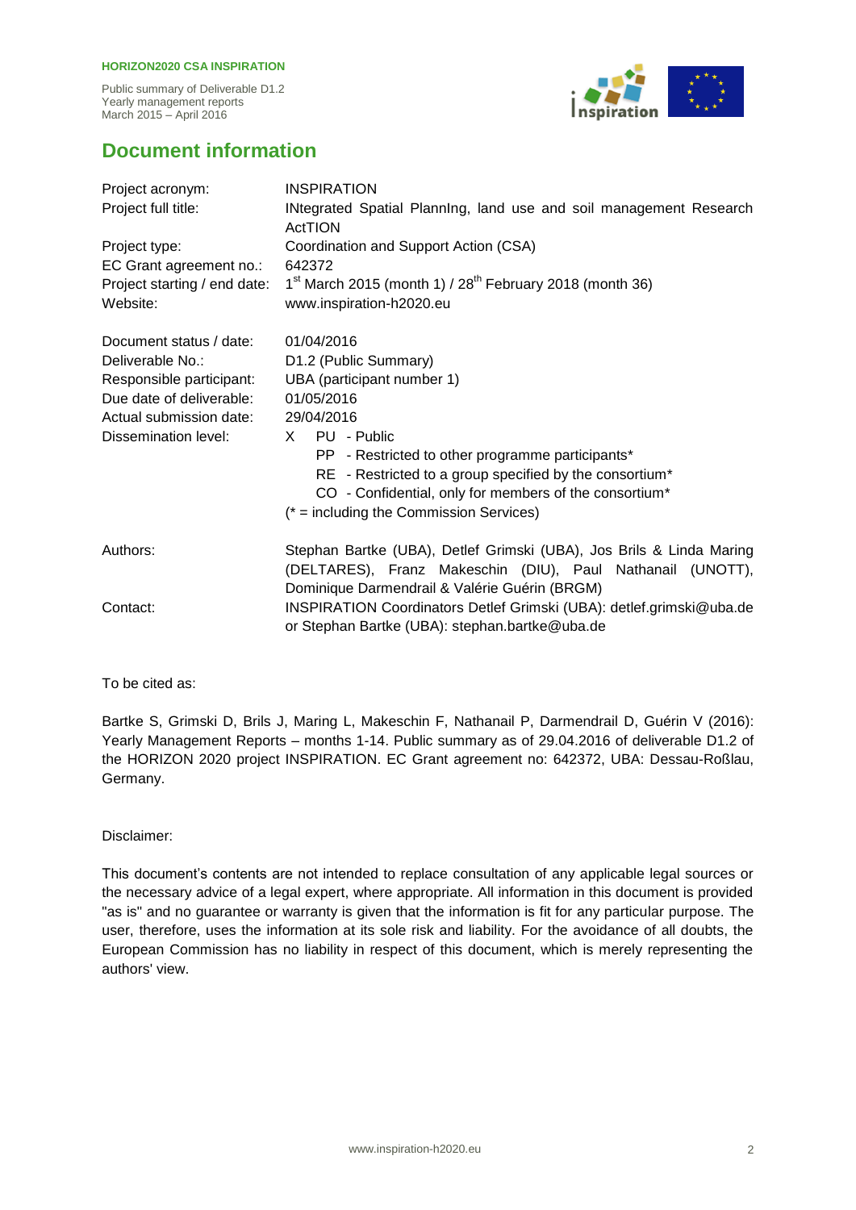# Document information

| | |
|---|---|
| Project acronym: | INSPIRATION |
| Project full title: | INtegrated Spatial PlannIng, land use and soil management Research ActTION |
| Project type: | Coordination and Support Action (CSA) |
| EC Grant agreement no.: | 642372 |
| Project starting / end date: | 1st March 2015 (month 1) / 28th February 2018 (month 36) |
| Website: | www.inspiration-h2020.eu |
| | |
| Document status / date: | 01/04/2016 |
| Deliverable No.: | D1.2 (Public Summary) |
| Responsible participant: | UBA (participant number 1) |
| Due date of deliverable: | 01/05/2016 |
| Actual submission date: | 29/04/2016 |
| Dissemination level: | X PU - Public<br>PP - Restricted to other programme participants*<br>RE - Restricted to a group specified by the consortium*<br>CO - Confidential, only for members of the consortium*<br>(* = including the Commission Services) |
| | |
| Authors: | Stephan Bartke (UBA), Detlef Grimski (UBA), Jos Brils & Linda Maring (DELTARES), Franz Makeschin (DIU), Paul Nathanail (UNOTT), Dominique Darmendrail & Valérie Guérin (BRGM) |
| Contact: | INSPIRATION Coordinators Detlef Grimski (UBA): detlef.grimski@uba.de or Stephan Bartke (UBA): stephan.bartke@uba.de |

To be cited as:

Bartke S, Grimski D, Brils J, Maring L, Makeschin F, Nathanail P, Darmendrail D, Guérin V (2016): Yearly Management Reports – months 1-14. Public summary as of 29.04.2016 of deliverable D1.2 of the HORIZON 2020 project INSPIRATION. EC Grant agreement no: 642372, UBA: Dessau-Roßlau, Germany.

Disclaimer:

This document's contents are not intended to replace consultation of any applicable legal sources or the necessary advice of a legal expert, where appropriate. All information in this document is provided "as is" and no guarantee or warranty is given that the information is fit for any particular purpose. The user, therefore, uses the information at its sole risk and liability. For the avoidance of all doubts, the European Commission has no liability in respect of this document, which is merely representing the authors' view.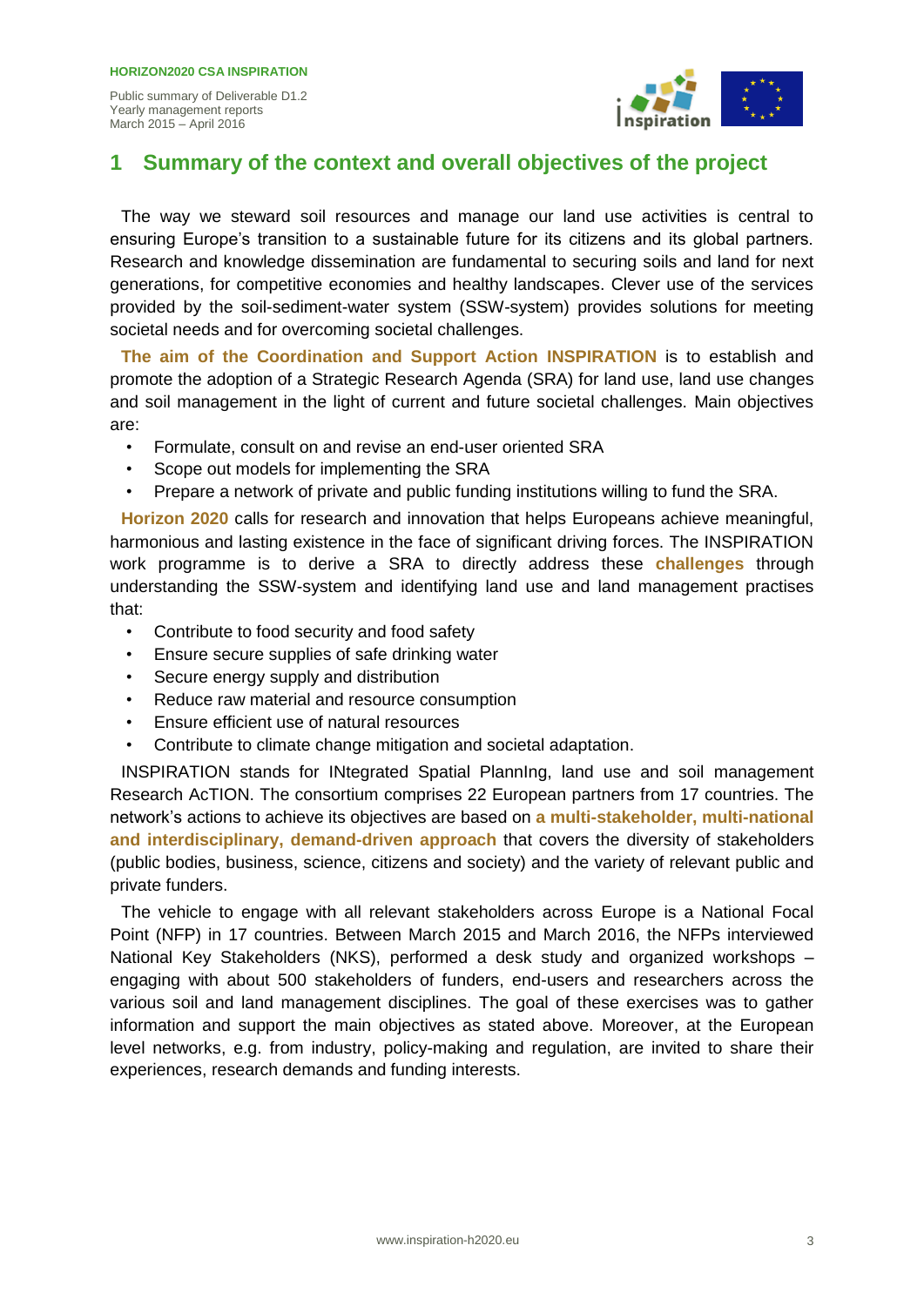# 1 Summary of the context and overall objectives of the project

The way we steward soil resources and manage our land use activities is central to ensuring Europe's transition to a sustainable future for its citizens and its global partners. Research and knowledge dissemination are fundamental to securing soils and land for next generations, for competitive economies and healthy landscapes. Clever use of the services provided by the soil-sediment-water system (SSW-system) provides solutions for meeting societal needs and for overcoming societal challenges.

**The aim of the Coordination and Support Action INSPIRATION** is to establish and promote the adoption of a Strategic Research Agenda (SRA) for land use, land use changes and soil management in the light of current and future societal challenges. Main objectives are:

- Formulate, consult on and revise an end-user oriented SRA
- Scope out models for implementing the SRA
- Prepare a network of private and public funding institutions willing to fund the SRA.

**Horizon 2020** calls for research and innovation that helps Europeans achieve meaningful, harmonious and lasting existence in the face of significant driving forces. The INSPIRATION work programme is to derive a SRA to directly address these **challenges** through understanding the SSW-system and identifying land use and land management practises that:

- Contribute to food security and food safety
- Ensure secure supplies of safe drinking water
- Secure energy supply and distribution
- Reduce raw material and resource consumption
- Ensure efficient use of natural resources
- Contribute to climate change mitigation and societal adaptation.

INSPIRATION stands for INtegrated Spatial PlannIng, land use and soil management Research AcTION. The consortium comprises 22 European partners from 17 countries. The network's actions to achieve its objectives are based on **a multi-stakeholder, multi-national and interdisciplinary, demand-driven approach** that covers the diversity of stakeholders (public bodies, business, science, citizens and society) and the variety of relevant public and private funders.

The vehicle to engage with all relevant stakeholders across Europe is a National Focal Point (NFP) in 17 countries. Between March 2015 and March 2016, the NFPs interviewed National Key Stakeholders (NKS), performed a desk study and organized workshops – engaging with about 500 stakeholders of funders, end-users and researchers across the various soil and land management disciplines. The goal of these exercises was to gather information and support the main objectives as stated above. Moreover, at the European level networks, e.g. from industry, policy-making and regulation, are invited to share their experiences, research demands and funding interests.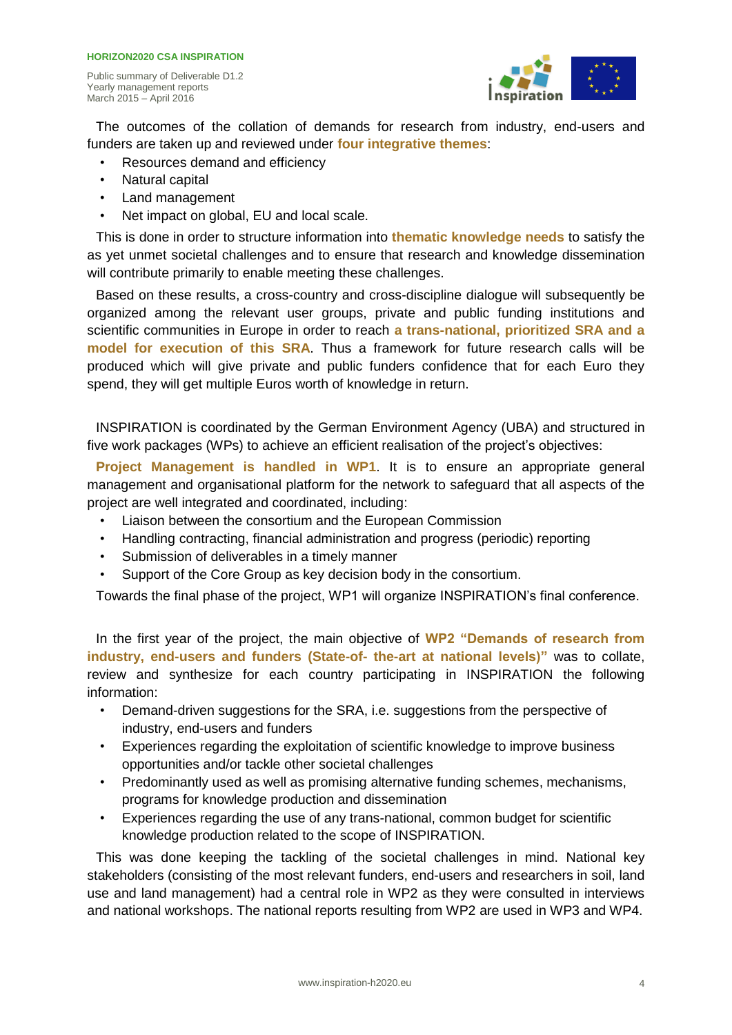The outcomes of the collation of demands for research from industry, end-users and funders are taken up and reviewed under **four integrative themes**:

- Resources demand and efficiency
- Natural capital
- Land management
- Net impact on global, EU and local scale.

This is done in order to structure information into **thematic knowledge needs** to satisfy the as yet unmet societal challenges and to ensure that research and knowledge dissemination will contribute primarily to enable meeting these challenges.

Based on these results, a cross-country and cross-discipline dialogue will subsequently be organized among the relevant user groups, private and public funding institutions and scientific communities in Europe in order to reach **a trans-national, prioritized SRA and a model for execution of this SRA**. Thus a framework for future research calls will be produced which will give private and public funders confidence that for each Euro they spend, they will get multiple Euros worth of knowledge in return.

INSPIRATION is coordinated by the German Environment Agency (UBA) and structured in five work packages (WPs) to achieve an efficient realisation of the project's objectives:

**Project Management is handled in WP1**. It is to ensure an appropriate general management and organisational platform for the network to safeguard that all aspects of the project are well integrated and coordinated, including:

- Liaison between the consortium and the European Commission
- Handling contracting, financial administration and progress (periodic) reporting
- Submission of deliverables in a timely manner
- Support of the Core Group as key decision body in the consortium.

Towards the final phase of the project, WP1 will organize INSPIRATION's final conference.

In the first year of the project, the main objective of **WP2 "Demands of research from industry, end-users and funders (State-of- the-art at national levels)"** was to collate, review and synthesize for each country participating in INSPIRATION the following information:

- Demand-driven suggestions for the SRA, i.e. suggestions from the perspective of industry, end-users and funders
- Experiences regarding the exploitation of scientific knowledge to improve business opportunities and/or tackle other societal challenges
- Predominantly used as well as promising alternative funding schemes, mechanisms, programs for knowledge production and dissemination
- Experiences regarding the use of any trans-national, common budget for scientific knowledge production related to the scope of INSPIRATION.

This was done keeping the tackling of the societal challenges in mind. National key stakeholders (consisting of the most relevant funders, end-users and researchers in soil, land use and land management) had a central role in WP2 as they were consulted in interviews and national workshops. The national reports resulting from WP2 are used in WP3 and WP4.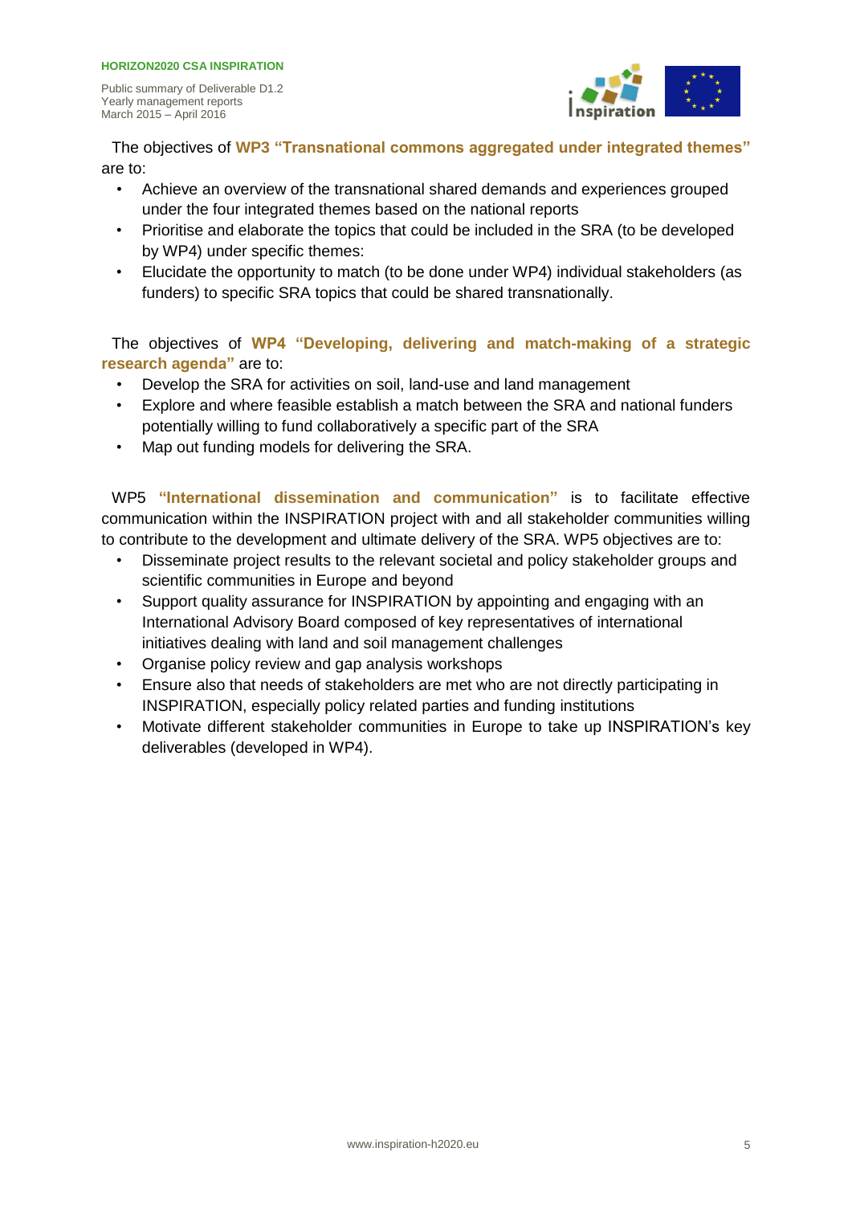The objectives of **WP3 "Transnational commons aggregated under integrated themes"** are to:

- Achieve an overview of the transnational shared demands and experiences grouped under the four integrated themes based on the national reports
- Prioritise and elaborate the topics that could be included in the SRA (to be developed by WP4) under specific themes:
- Elucidate the opportunity to match (to be done under WP4) individual stakeholders (as funders) to specific SRA topics that could be shared transnationally.

The objectives of **WP4 "Developing, delivering and match-making of a strategic research agenda"** are to:

- Develop the SRA for activities on soil, land-use and land management
- Explore and where feasible establish a match between the SRA and national funders potentially willing to fund collaboratively a specific part of the SRA
- Map out funding models for delivering the SRA.

WP5 **"International dissemination and communication"** is to facilitate effective communication within the INSPIRATION project with and all stakeholder communities willing to contribute to the development and ultimate delivery of the SRA. WP5 objectives are to:

- Disseminate project results to the relevant societal and policy stakeholder groups and scientific communities in Europe and beyond
- Support quality assurance for INSPIRATION by appointing and engaging with an International Advisory Board composed of key representatives of international initiatives dealing with land and soil management challenges
- Organise policy review and gap analysis workshops
- Ensure also that needs of stakeholders are met who are not directly participating in INSPIRATION, especially policy related parties and funding institutions
- Motivate different stakeholder communities in Europe to take up INSPIRATION's key deliverables (developed in WP4).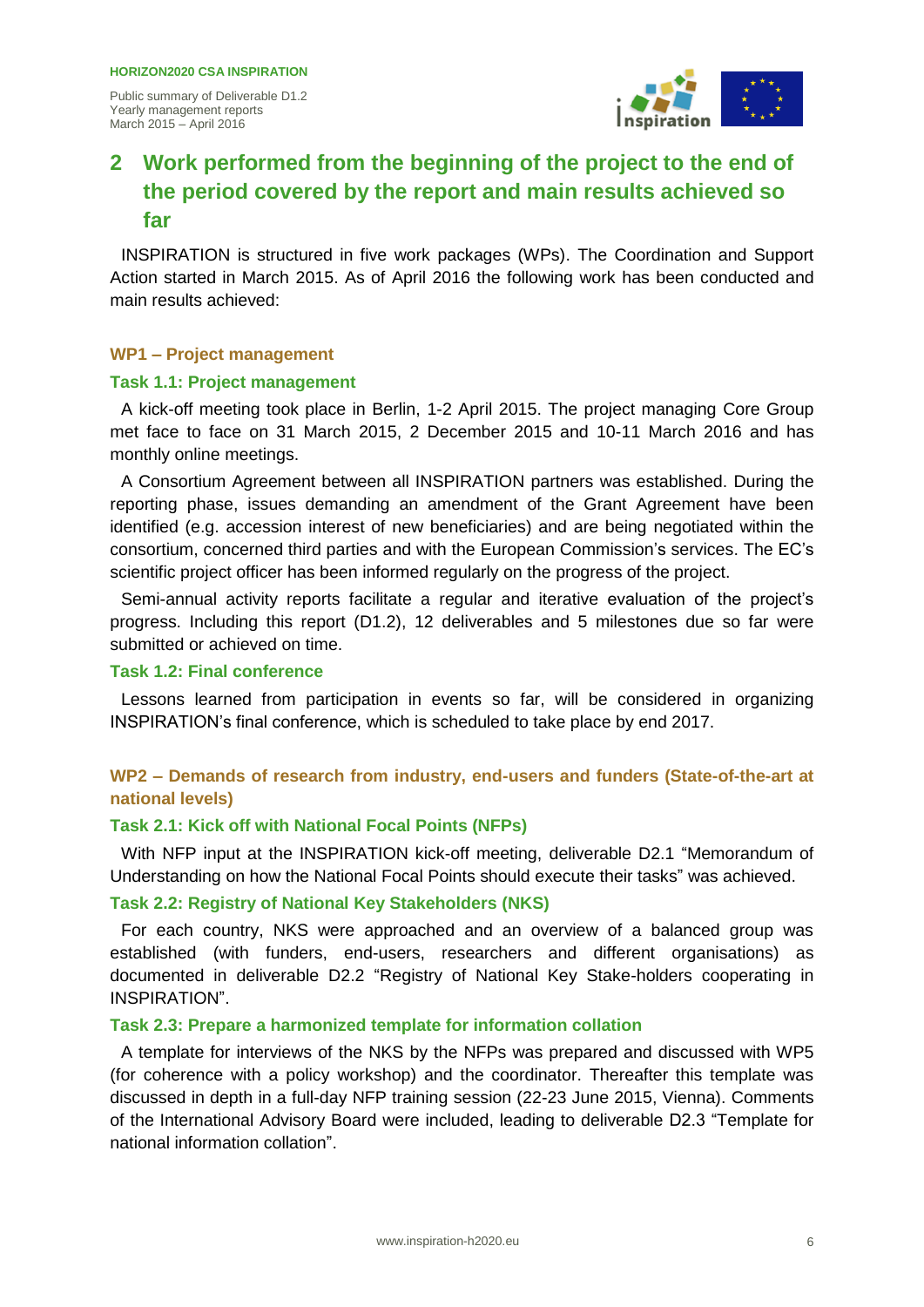## 2 Work performed from the beginning of the project to the end of the period covered by the report and main results achieved so far

INSPIRATION is structured in five work packages (WPs). The Coordination and Support Action started in March 2015. As of April 2016 the following work has been conducted and main results achieved:

### WP1 – Project management

#### Task 1.1: Project management

A kick-off meeting took place in Berlin, 1-2 April 2015. The project managing Core Group met face to face on 31 March 2015, 2 December 2015 and 10-11 March 2016 and has monthly online meetings.

A Consortium Agreement between all INSPIRATION partners was established. During the reporting phase, issues demanding an amendment of the Grant Agreement have been identified (e.g. accession interest of new beneficiaries) and are being negotiated within the consortium, concerned third parties and with the European Commission's services. The EC's scientific project officer has been informed regularly on the progress of the project.

Semi-annual activity reports facilitate a regular and iterative evaluation of the project's progress. Including this report (D1.2), 12 deliverables and 5 milestones due so far were submitted or achieved on time.

#### Task 1.2: Final conference

Lessons learned from participation in events so far, will be considered in organizing INSPIRATION's final conference, which is scheduled to take place by end 2017.

### WP2 – Demands of research from industry, end-users and funders (State-of-the-art at national levels)

#### Task 2.1: Kick off with National Focal Points (NFPs)

With NFP input at the INSPIRATION kick-off meeting, deliverable D2.1 "Memorandum of Understanding on how the National Focal Points should execute their tasks" was achieved.

#### Task 2.2: Registry of National Key Stakeholders (NKS)

For each country, NKS were approached and an overview of a balanced group was established (with funders, end-users, researchers and different organisations) as documented in deliverable D2.2 "Registry of National Key Stake-holders cooperating in INSPIRATION".

#### Task 2.3: Prepare a harmonized template for information collation

A template for interviews of the NKS by the NFPs was prepared and discussed with WP5 (for coherence with a policy workshop) and the coordinator. Thereafter this template was discussed in depth in a full-day NFP training session (22-23 June 2015, Vienna). Comments of the International Advisory Board were included, leading to deliverable D2.3 "Template for national information collation".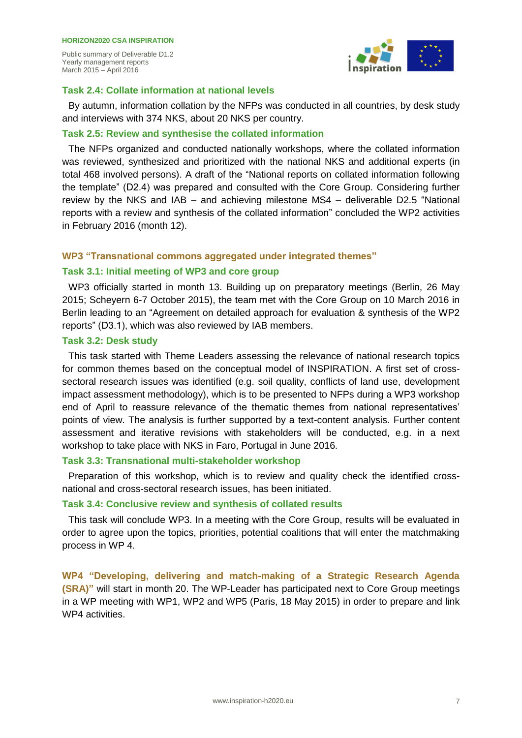### Task 2.4: Collate information at national levels

By autumn, information collation by the NFPs was conducted in all countries, by desk study and interviews with 374 NKS, about 20 NKS per country.

### Task 2.5: Review and synthesise the collated information

The NFPs organized and conducted nationally workshops, where the collated information was reviewed, synthesized and prioritized with the national NKS and additional experts (in total 468 involved persons). A draft of the "National reports on collated information following the template" (D2.4) was prepared and consulted with the Core Group. Considering further review by the NKS and IAB – and achieving milestone MS4 – deliverable D2.5 "National reports with a review and synthesis of the collated information" concluded the WP2 activities in February 2016 (month 12).

## WP3 "Transnational commons aggregated under integrated themes"

### Task 3.1: Initial meeting of WP3 and core group

WP3 officially started in month 13. Building up on preparatory meetings (Berlin, 26 May 2015; Scheyern 6-7 October 2015), the team met with the Core Group on 10 March 2016 in Berlin leading to an "Agreement on detailed approach for evaluation & synthesis of the WP2 reports" (D3.1), which was also reviewed by IAB members.

### Task 3.2: Desk study

This task started with Theme Leaders assessing the relevance of national research topics for common themes based on the conceptual model of INSPIRATION. A first set of cross-sectoral research issues was identified (e.g. soil quality, conflicts of land use, development impact assessment methodology), which is to be presented to NFPs during a WP3 workshop end of April to reassure relevance of the thematic themes from national representatives' points of view. The analysis is further supported by a text-content analysis. Further content assessment and iterative revisions with stakeholders will be conducted, e.g. in a next workshop to take place with NKS in Faro, Portugal in June 2016.

### Task 3.3: Transnational multi-stakeholder workshop

Preparation of this workshop, which is to review and quality check the identified cross-national and cross-sectoral research issues, has been initiated.

### Task 3.4: Conclusive review and synthesis of collated results

This task will conclude WP3. In a meeting with the Core Group, results will be evaluated in order to agree upon the topics, priorities, potential coalitions that will enter the matchmaking process in WP 4.

**WP4 "Developing, delivering and match-making of a Strategic Research Agenda (SRA)"** will start in month 20. The WP-Leader has participated next to Core Group meetings in a WP meeting with WP1, WP2 and WP5 (Paris, 18 May 2015) in order to prepare and link WP4 activities.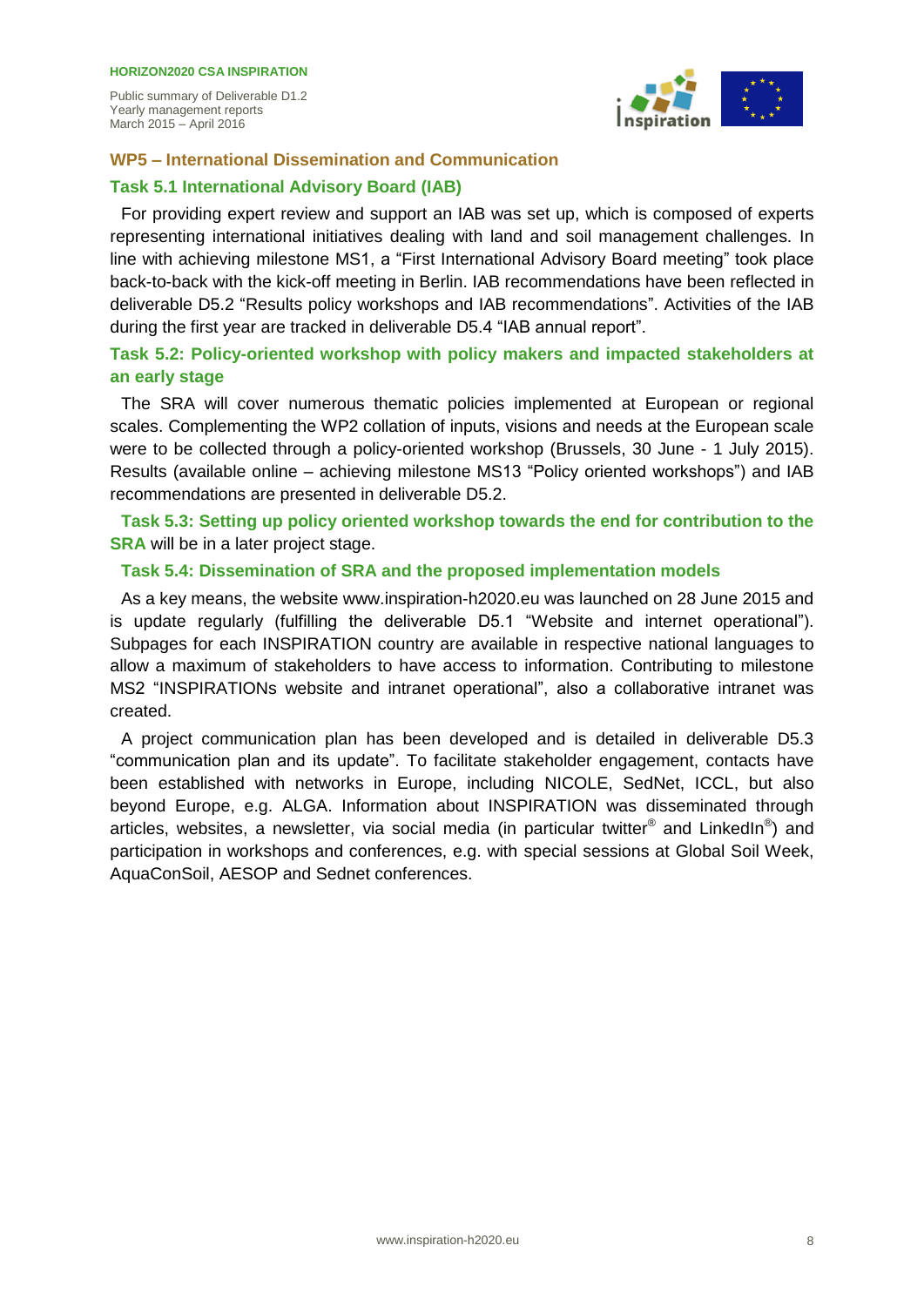## WP5 – International Dissemination and Communication

### Task 5.1 International Advisory Board (IAB)

For providing expert review and support an IAB was set up, which is composed of experts representing international initiatives dealing with land and soil management challenges. In line with achieving milestone MS1, a "First International Advisory Board meeting" took place back-to-back with the kick-off meeting in Berlin. IAB recommendations have been reflected in deliverable D5.2 "Results policy workshops and IAB recommendations". Activities of the IAB during the first year are tracked in deliverable D5.4 "IAB annual report".

### Task 5.2: Policy-oriented workshop with policy makers and impacted stakeholders at an early stage

The SRA will cover numerous thematic policies implemented at European or regional scales. Complementing the WP2 collation of inputs, visions and needs at the European scale were to be collected through a policy-oriented workshop (Brussels, 30 June - 1 July 2015). Results (available online – achieving milestone MS13 "Policy oriented workshops") and IAB recommendations are presented in deliverable D5.2.

**Task 5.3: Setting up policy oriented workshop towards the end for contribution to the SRA** will be in a later project stage.

### Task 5.4: Dissemination of SRA and the proposed implementation models

As a key means, the website www.inspiration-h2020.eu was launched on 28 June 2015 and is update regularly (fulfilling the deliverable D5.1 "Website and internet operational"). Subpages for each INSPIRATION country are available in respective national languages to allow a maximum of stakeholders to have access to information. Contributing to milestone MS2 "INSPIRATIONs website and intranet operational", also a collaborative intranet was created.

A project communication plan has been developed and is detailed in deliverable D5.3 "communication plan and its update". To facilitate stakeholder engagement, contacts have been established with networks in Europe, including NICOLE, SedNet, ICCL, but also beyond Europe, e.g. ALGA. Information about INSPIRATION was disseminated through articles, websites, a newsletter, via social media (in particular twitter® and LinkedIn®) and participation in workshops and conferences, e.g. with special sessions at Global Soil Week, AquaConSoil, AESOP and Sednet conferences.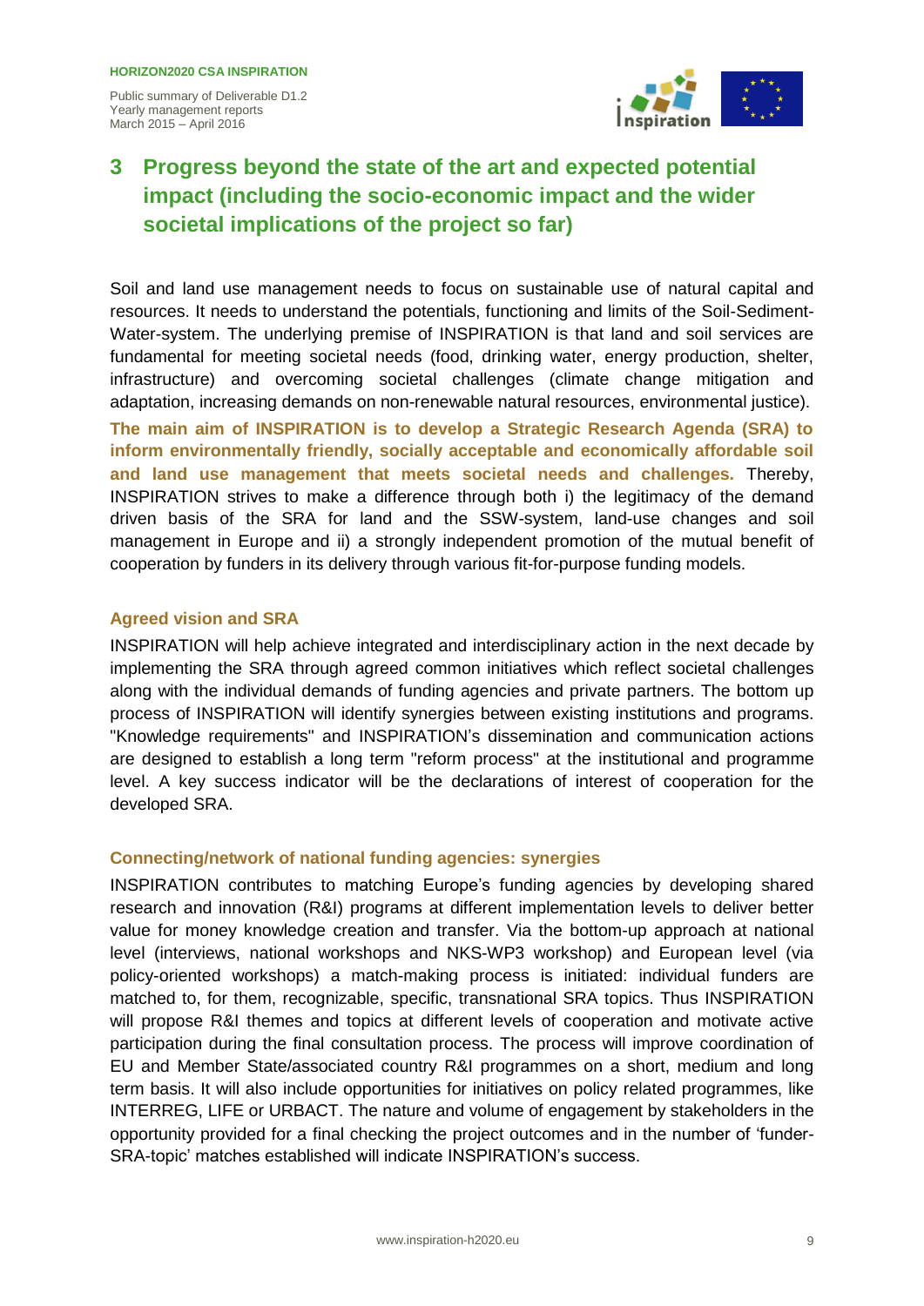# 3 Progress beyond the state of the art and expected potential impact (including the socio-economic impact and the wider societal implications of the project so far)

Soil and land use management needs to focus on sustainable use of natural capital and resources. It needs to understand the potentials, functioning and limits of the Soil-Sediment-Water-system. The underlying premise of INSPIRATION is that land and soil services are fundamental for meeting societal needs (food, drinking water, energy production, shelter, infrastructure) and overcoming societal challenges (climate change mitigation and adaptation, increasing demands on non-renewable natural resources, environmental justice). **The main aim of INSPIRATION is to develop a Strategic Research Agenda (SRA) to inform environmentally friendly, socially acceptable and economically affordable soil and land use management that meets societal needs and challenges.** Thereby, INSPIRATION strives to make a difference through both i) the legitimacy of the demand driven basis of the SRA for land and the SSW-system, land-use changes and soil management in Europe and ii) a strongly independent promotion of the mutual benefit of cooperation by funders in its delivery through various fit-for-purpose funding models.

### Agreed vision and SRA

INSPIRATION will help achieve integrated and interdisciplinary action in the next decade by implementing the SRA through agreed common initiatives which reflect societal challenges along with the individual demands of funding agencies and private partners. The bottom up process of INSPIRATION will identify synergies between existing institutions and programs. "Knowledge requirements" and INSPIRATION's dissemination and communication actions are designed to establish a long term "reform process" at the institutional and programme level. A key success indicator will be the declarations of interest of cooperation for the developed SRA.

### Connecting/network of national funding agencies: synergies

INSPIRATION contributes to matching Europe's funding agencies by developing shared research and innovation (R&I) programs at different implementation levels to deliver better value for money knowledge creation and transfer. Via the bottom-up approach at national level (interviews, national workshops and NKS-WP3 workshop) and European level (via policy-oriented workshops) a match-making process is initiated: individual funders are matched to, for them, recognizable, specific, transnational SRA topics. Thus INSPIRATION will propose R&I themes and topics at different levels of cooperation and motivate active participation during the final consultation process. The process will improve coordination of EU and Member State/associated country R&I programmes on a short, medium and long term basis. It will also include opportunities for initiatives on policy related programmes, like INTERREG, LIFE or URBACT. The nature and volume of engagement by stakeholders in the opportunity provided for a final checking the project outcomes and in the number of 'funder-SRA-topic' matches established will indicate INSPIRATION's success.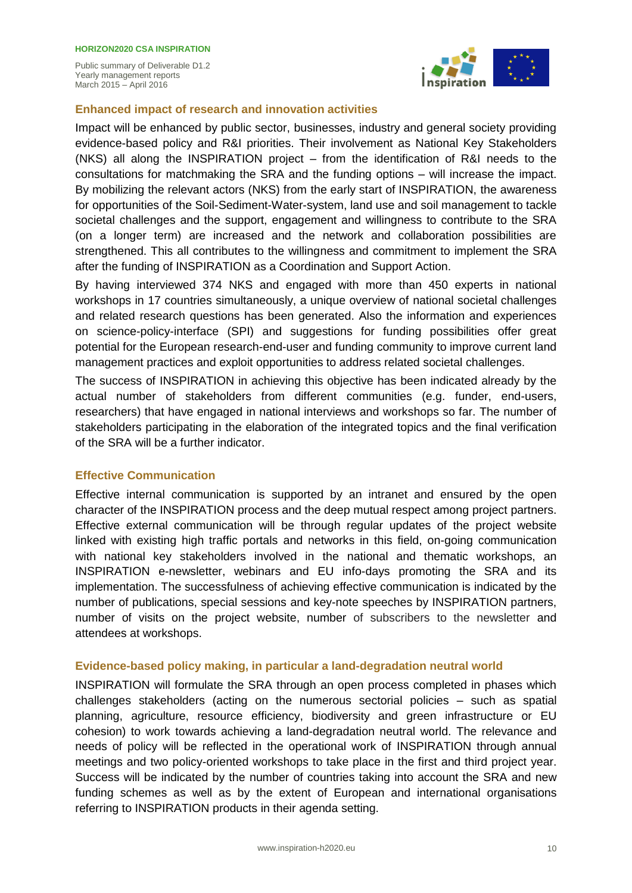## Enhanced impact of research and innovation activities

Impact will be enhanced by public sector, businesses, industry and general society providing evidence-based policy and R&I priorities. Their involvement as National Key Stakeholders (NKS) all along the INSPIRATION project – from the identification of R&I needs to the consultations for matchmaking the SRA and the funding options – will increase the impact. By mobilizing the relevant actors (NKS) from the early start of INSPIRATION, the awareness for opportunities of the Soil-Sediment-Water-system, land use and soil management to tackle societal challenges and the support, engagement and willingness to contribute to the SRA (on a longer term) are increased and the network and collaboration possibilities are strengthened. This all contributes to the willingness and commitment to implement the SRA after the funding of INSPIRATION as a Coordination and Support Action.

By having interviewed 374 NKS and engaged with more than 450 experts in national workshops in 17 countries simultaneously, a unique overview of national societal challenges and related research questions has been generated. Also the information and experiences on science-policy-interface (SPI) and suggestions for funding possibilities offer great potential for the European research-end-user and funding community to improve current land management practices and exploit opportunities to address related societal challenges.

The success of INSPIRATION in achieving this objective has been indicated already by the actual number of stakeholders from different communities (e.g. funder, end-users, researchers) that have engaged in national interviews and workshops so far. The number of stakeholders participating in the elaboration of the integrated topics and the final verification of the SRA will be a further indicator.

## Effective Communication

Effective internal communication is supported by an intranet and ensured by the open character of the INSPIRATION process and the deep mutual respect among project partners. Effective external communication will be through regular updates of the project website linked with existing high traffic portals and networks in this field, on-going communication with national key stakeholders involved in the national and thematic workshops, an INSPIRATION e-newsletter, webinars and EU info-days promoting the SRA and its implementation. The successfulness of achieving effective communication is indicated by the number of publications, special sessions and key-note speeches by INSPIRATION partners, number of visits on the project website, number of subscribers to the newsletter and attendees at workshops.

## Evidence-based policy making, in particular a land-degradation neutral world

INSPIRATION will formulate the SRA through an open process completed in phases which challenges stakeholders (acting on the numerous sectorial policies – such as spatial planning, agriculture, resource efficiency, biodiversity and green infrastructure or EU cohesion) to work towards achieving a land-degradation neutral world. The relevance and needs of policy will be reflected in the operational work of INSPIRATION through annual meetings and two policy-oriented workshops to take place in the first and third project year. Success will be indicated by the number of countries taking into account the SRA and new funding schemes as well as by the extent of European and international organisations referring to INSPIRATION products in their agenda setting.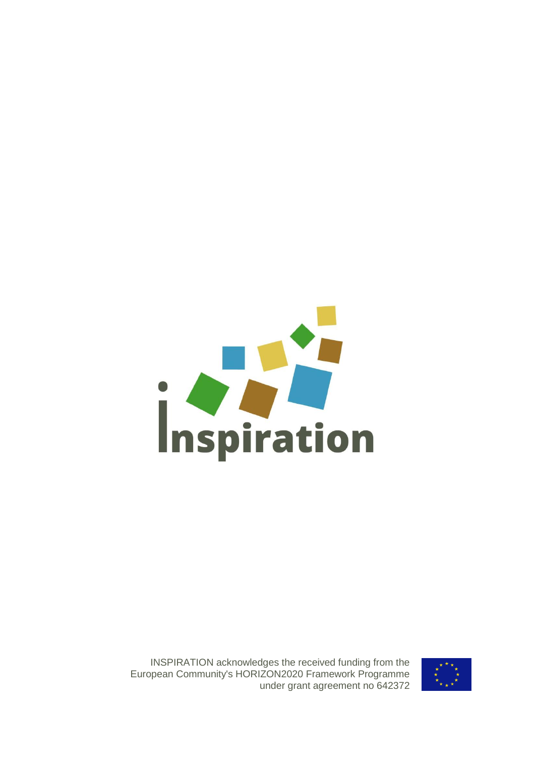Inspiration

INSPIRATION acknowledges the received funding from the European Community's HORIZON2020 Framework Programme under grant agreement no 642372